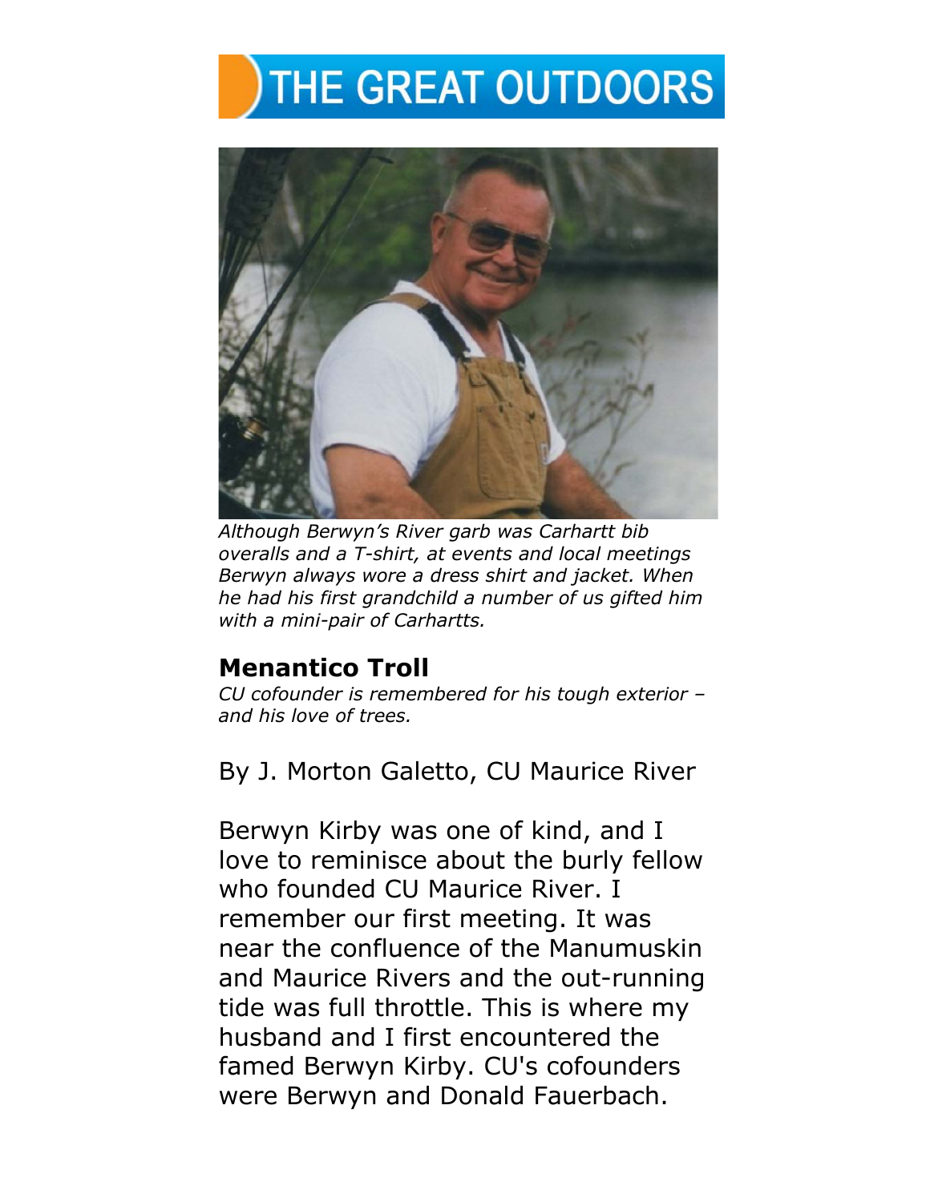# THE GREAT OUTDOORS

*Although Berwyn's River garb was Carhartt bib overalls and a T-shirt, at events and local meetings Berwyn always wore a dress shirt and jacket. When he had his first grandchild a number of us gifted him with a mini-pair of Carhartts.*

## Menantico Troll

*CU cofounder is remembered for his tough exterior – and his love of trees.*

By J. Morton Galetto, CU Maurice River

Berwyn Kirby was one of kind, and I love to reminisce about the burly fellow who founded CU Maurice River. I remember our first meeting. It was near the confluence of the Manumuskin and Maurice Rivers and the out-running tide was full throttle. This is where my husband and I first encountered the famed Berwyn Kirby. CU's cofounders were Berwyn and Donald Fauerbach.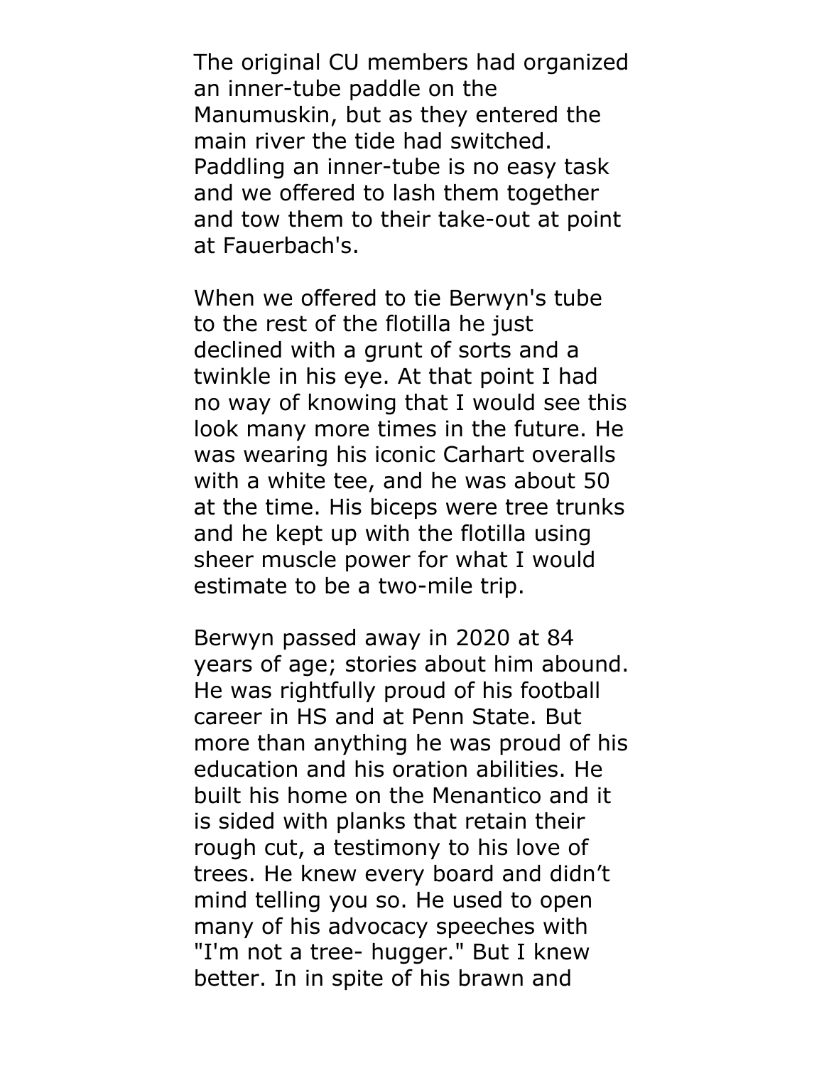The original CU members had organized an inner-tube paddle on the Manumuskin, but as they entered the main river the tide had switched. Paddling an inner-tube is no easy task and we offered to lash them together and tow them to their take-out at point at Fauerbach's.

When we offered to tie Berwyn's tube to the rest of the flotilla he just declined with a grunt of sorts and a twinkle in his eye. At that point I had no way of knowing that I would see this look many more times in the future. He was wearing his iconic Carhart overalls with a white tee, and he was about 50 at the time. His biceps were tree trunks and he kept up with the flotilla using sheer muscle power for what I would estimate to be a two-mile trip.

Berwyn passed away in 2020 at 84 years of age; stories about him abound. He was rightfully proud of his football career in HS and at Penn State. But more than anything he was proud of his education and his oration abilities. He built his home on the Menantico and it is sided with planks that retain their rough cut, a testimony to his love of trees. He knew every board and didn’t mind telling you so. He used to open many of his advocacy speeches with "I'm not a tree- hugger." But I knew better. In in spite of his brawn and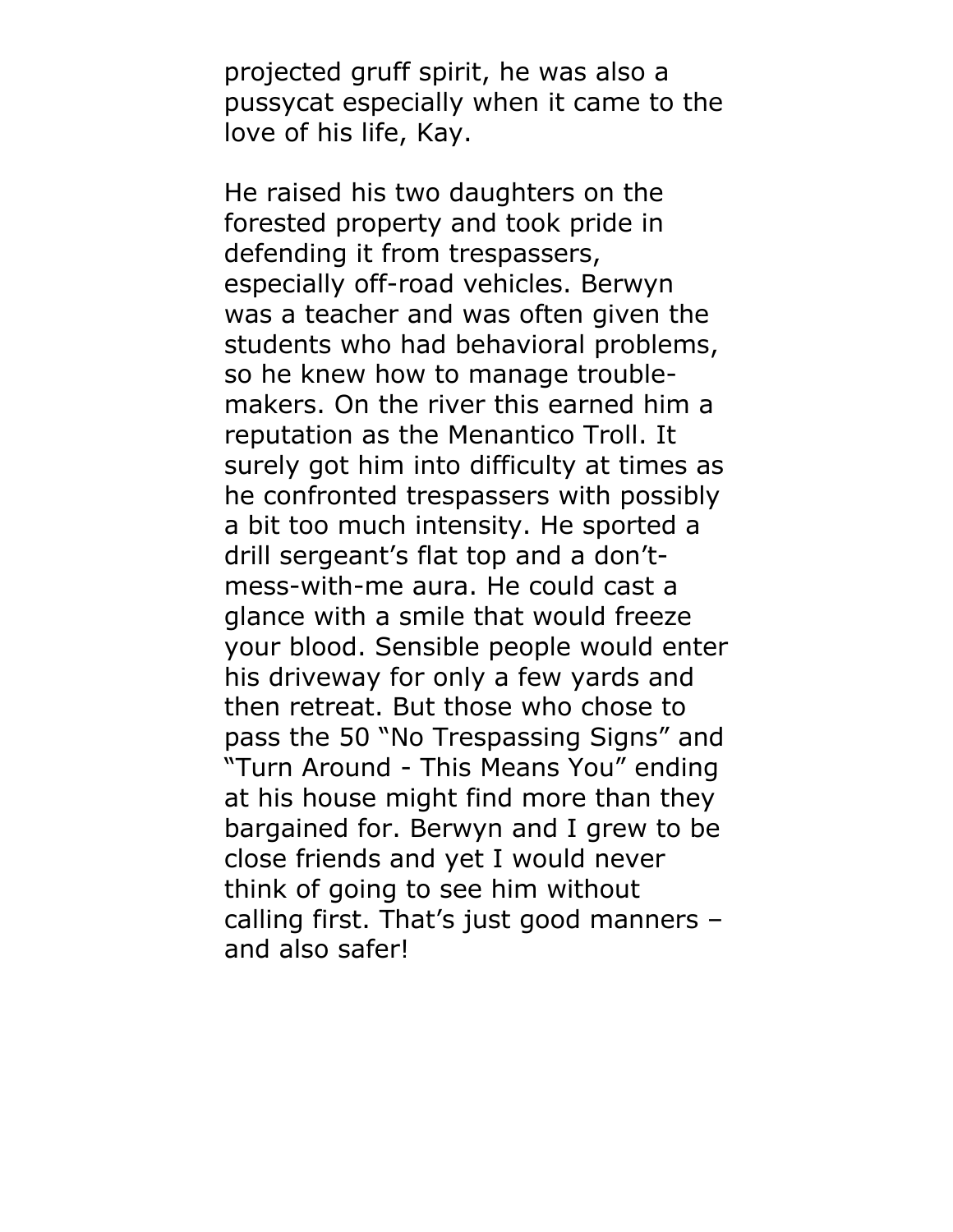projected gruff spirit, he was also a pussycat especially when it came to the love of his life, Kay.

He raised his two daughters on the forested property and took pride in defending it from trespassers, especially off-road vehicles. Berwyn was a teacher and was often given the students who had behavioral problems, so he knew how to manage trouble-makers. On the river this earned him a reputation as the Menantico Troll. It surely got him into difficulty at times as he confronted trespassers with possibly a bit too much intensity. He sported a drill sergeant's flat top and a don't-mess-with-me aura. He could cast a glance with a smile that would freeze your blood. Sensible people would enter his driveway for only a few yards and then retreat. But those who chose to pass the 50 "No Trespassing Signs" and "Turn Around - This Means You" ending at his house might find more than they bargained for. Berwyn and I grew to be close friends and yet I would never think of going to see him without calling first. That's just good manners – and also safer!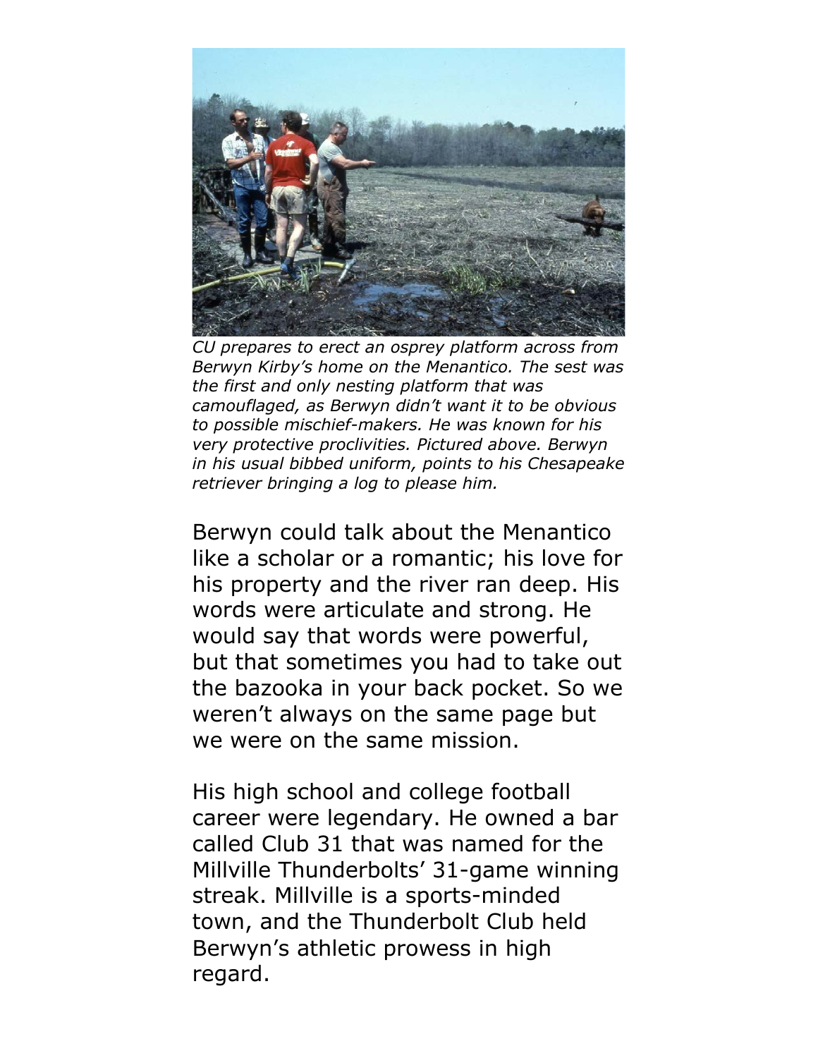*CU prepares to erect an osprey platform across from Berwyn Kirby's home on the Menantico. The sest was the first and only nesting platform that was camouflaged, as Berwyn didn't want it to be obvious to possible mischief-makers. He was known for his very protective proclivities. Pictured above. Berwyn in his usual bibbed uniform, points to his Chesapeake retriever bringing a log to please him.*

Berwyn could talk about the Menantico like a scholar or a romantic; his love for his property and the river ran deep. His words were articulate and strong. He would say that words were powerful, but that sometimes you had to take out the bazooka in your back pocket. So we weren't always on the same page but we were on the same mission.

His high school and college football career were legendary. He owned a bar called Club 31 that was named for the Millville Thunderbolts' 31-game winning streak. Millville is a sports-minded town, and the Thunderbolt Club held Berwyn's athletic prowess in high regard.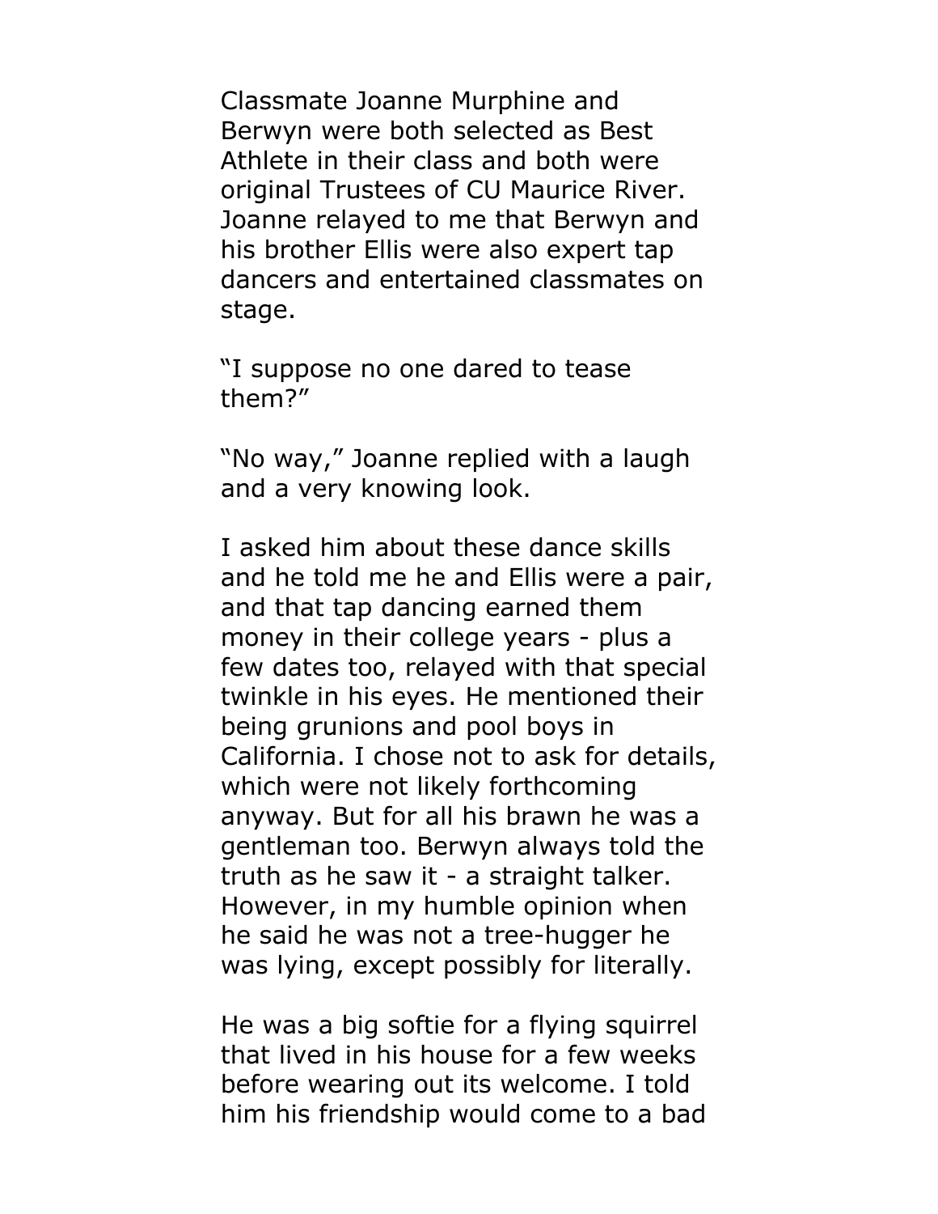Classmate Joanne Murphine and Berwyn were both selected as Best Athlete in their class and both were original Trustees of CU Maurice River. Joanne relayed to me that Berwyn and his brother Ellis were also expert tap dancers and entertained classmates on stage.

“I suppose no one dared to tease them?”

“No way,” Joanne replied with a laugh and a very knowing look.

I asked him about these dance skills and he told me he and Ellis were a pair, and that tap dancing earned them money in their college years - plus a few dates too, relayed with that special twinkle in his eyes. He mentioned their being grunions and pool boys in California. I chose not to ask for details, which were not likely forthcoming anyway. But for all his brawn he was a gentleman too. Berwyn always told the truth as he saw it - a straight talker. However, in my humble opinion when he said he was not a tree-hugger he was lying, except possibly for literally.

He was a big softie for a flying squirrel that lived in his house for a few weeks before wearing out its welcome. I told him his friendship would come to a bad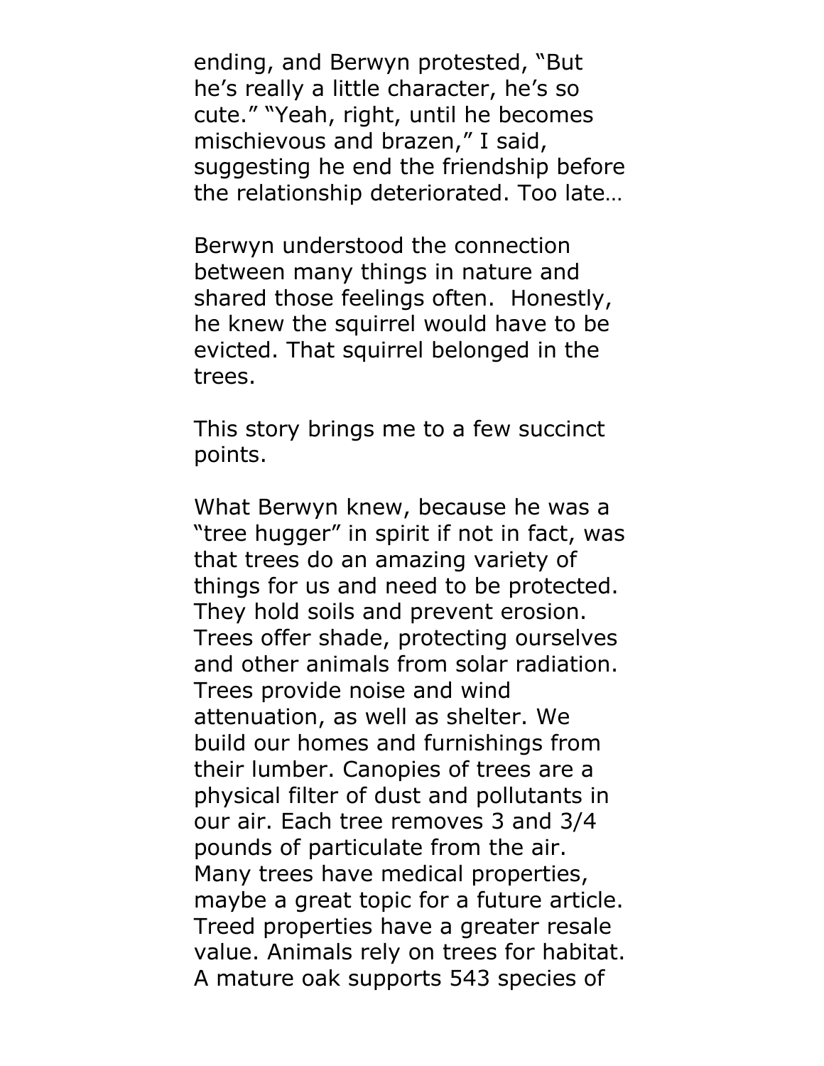ending, and Berwyn protested, “But he’s really a little character, he’s so cute.” “Yeah, right, until he becomes mischievous and brazen,” I said, suggesting he end the friendship before the relationship deteriorated. Too late…

Berwyn understood the connection between many things in nature and shared those feelings often.  Honestly, he knew the squirrel would have to be evicted. That squirrel belonged in the trees.

This story brings me to a few succinct points.

What Berwyn knew, because he was a “tree hugger” in spirit if not in fact, was that trees do an amazing variety of things for us and need to be protected. They hold soils and prevent erosion. Trees offer shade, protecting ourselves and other animals from solar radiation. Trees provide noise and wind attenuation, as well as shelter. We build our homes and furnishings from their lumber. Canopies of trees are a physical filter of dust and pollutants in our air. Each tree removes 3 and 3/4 pounds of particulate from the air. Many trees have medical properties, maybe a great topic for a future article. Treed properties have a greater resale value. Animals rely on trees for habitat. A mature oak supports 543 species of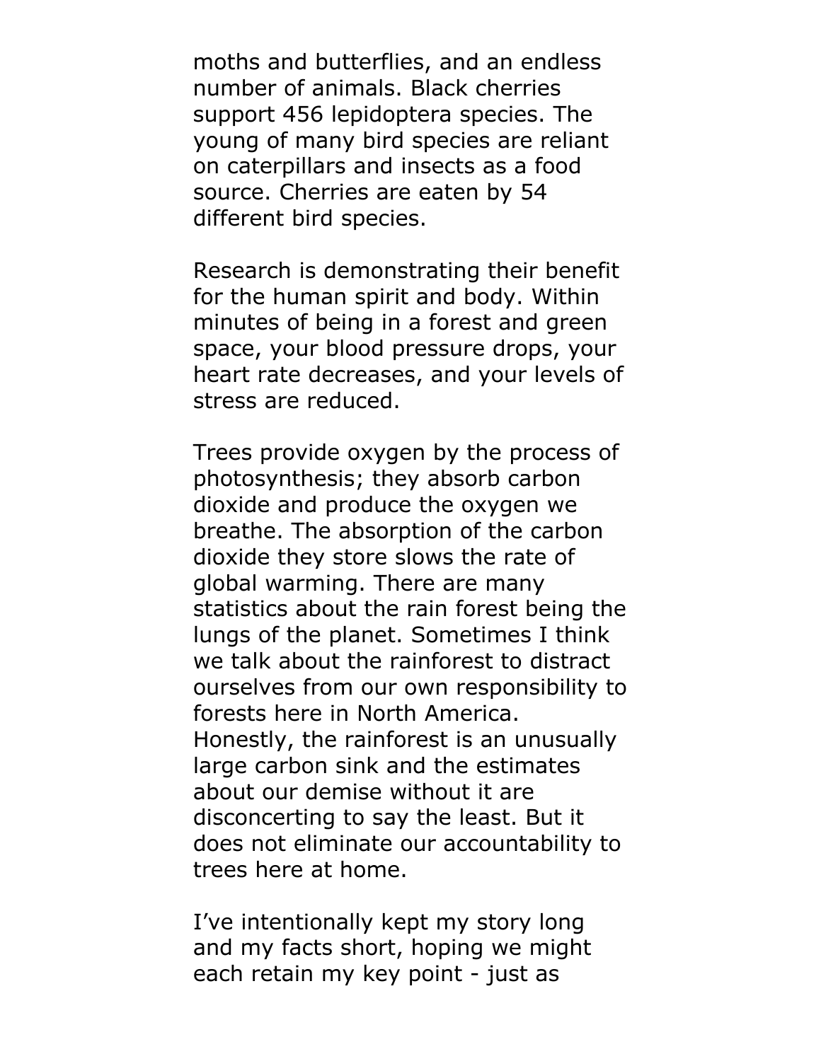moths and butterflies, and an endless number of animals. Black cherries support 456 lepidoptera species. The young of many bird species are reliant on caterpillars and insects as a food source. Cherries are eaten by 54 different bird species.

Research is demonstrating their benefit for the human spirit and body. Within minutes of being in a forest and green space, your blood pressure drops, your heart rate decreases, and your levels of stress are reduced.

Trees provide oxygen by the process of photosynthesis; they absorb carbon dioxide and produce the oxygen we breathe. The absorption of the carbon dioxide they store slows the rate of global warming. There are many statistics about the rain forest being the lungs of the planet. Sometimes I think we talk about the rainforest to distract ourselves from our own responsibility to forests here in North America. Honestly, the rainforest is an unusually large carbon sink and the estimates about our demise without it are disconcerting to say the least. But it does not eliminate our accountability to trees here at home.

I've intentionally kept my story long and my facts short, hoping we might each retain my key point - just as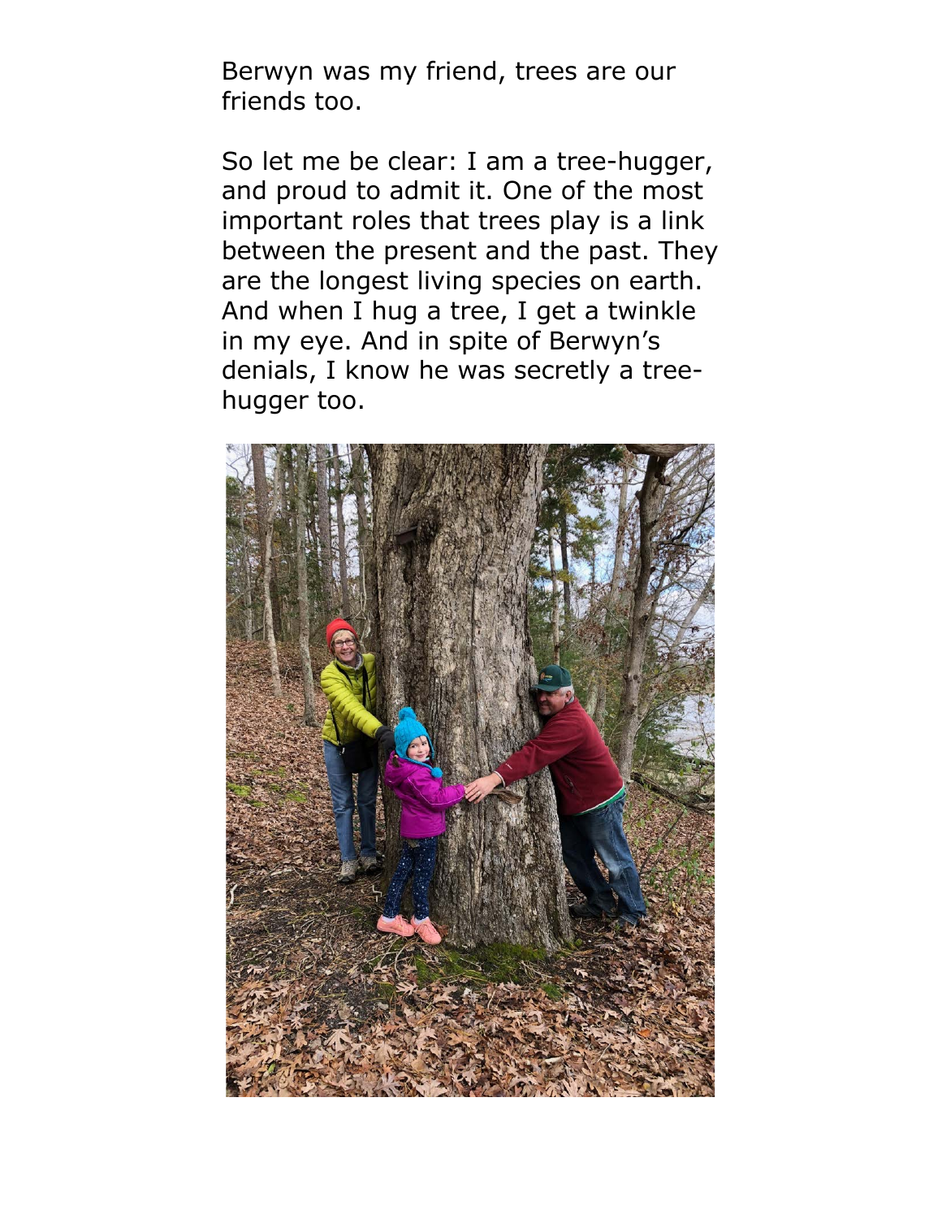Berwyn was my friend, trees are our friends too.

So let me be clear: I am a tree-hugger, and proud to admit it. One of the most important roles that trees play is a link between the present and the past. They are the longest living species on earth. And when I hug a tree, I get a twinkle in my eye. And in spite of Berwyn's denials, I know he was secretly a tree-hugger too.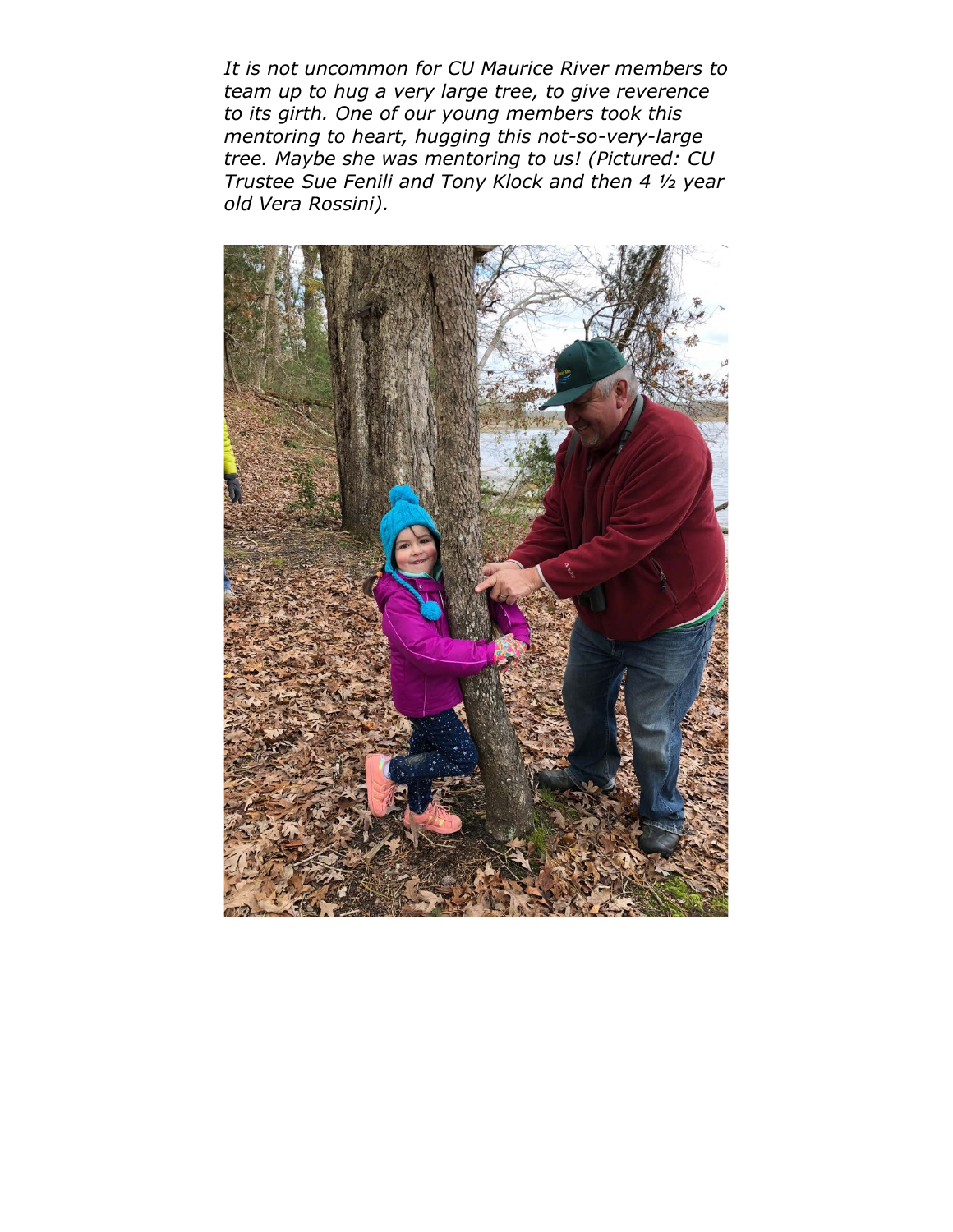*It is not uncommon for CU Maurice River members to team up to hug a very large tree, to give reverence to its girth. One of our young members took this mentoring to heart, hugging this not-so-very-large tree. Maybe she was mentoring to us! (Pictured: CU Trustee Sue Fenili and Tony Klock and then 4 ½ year old Vera Rossini).*